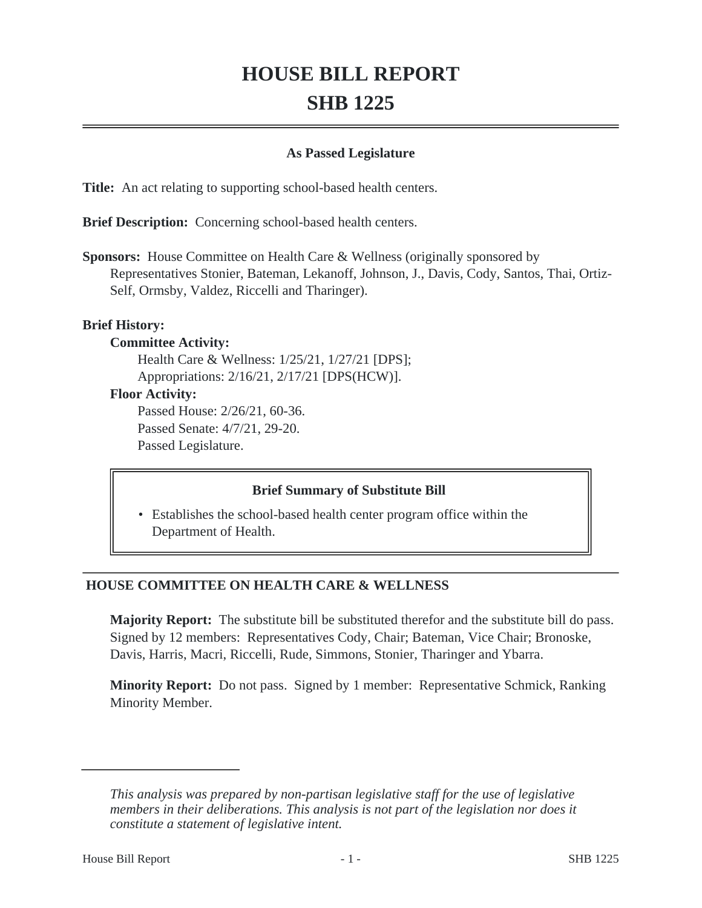# HOUSE BILL REPORT

# SHB 1225

**As Passed Legislature**

**Title:** An act relating to supporting school-based health centers.

**Brief Description:** Concerning school-based health centers.

**Sponsors:** House Committee on Health Care & Wellness (originally sponsored by Representatives Stonier, Bateman, Lekanoff, Johnson, J., Davis, Cody, Santos, Thai, Ortiz-Self, Ormsby, Valdez, Riccelli and Tharinger).

**Brief History:**

**Committee Activity:**

Health Care & Wellness: 1/25/21, 1/27/21 [DPS];

Appropriations: 2/16/21, 2/17/21 [DPS(HCW)].

**Floor Activity:**

Passed House: 2/26/21, 60-36.

Passed Senate: 4/7/21, 29-20.

Passed Legislature.

**Brief Summary of Substitute Bill**

- Establishes the school-based health center program office within the Department of Health.

## HOUSE COMMITTEE ON HEALTH CARE & WELLNESS

**Majority Report:** The substitute bill be substituted therefor and the substitute bill do pass. Signed by 12 members: Representatives Cody, Chair; Bateman, Vice Chair; Bronoske, Davis, Harris, Macri, Riccelli, Rude, Simmons, Stonier, Tharinger and Ybarra.

**Minority Report:** Do not pass. Signed by 1 member: Representative Schmick, Ranking Minority Member.

---

*This analysis was prepared by non-partisan legislative staff for the use of legislative members in their deliberations. This analysis is not part of the legislation nor does it constitute a statement of legislative intent.*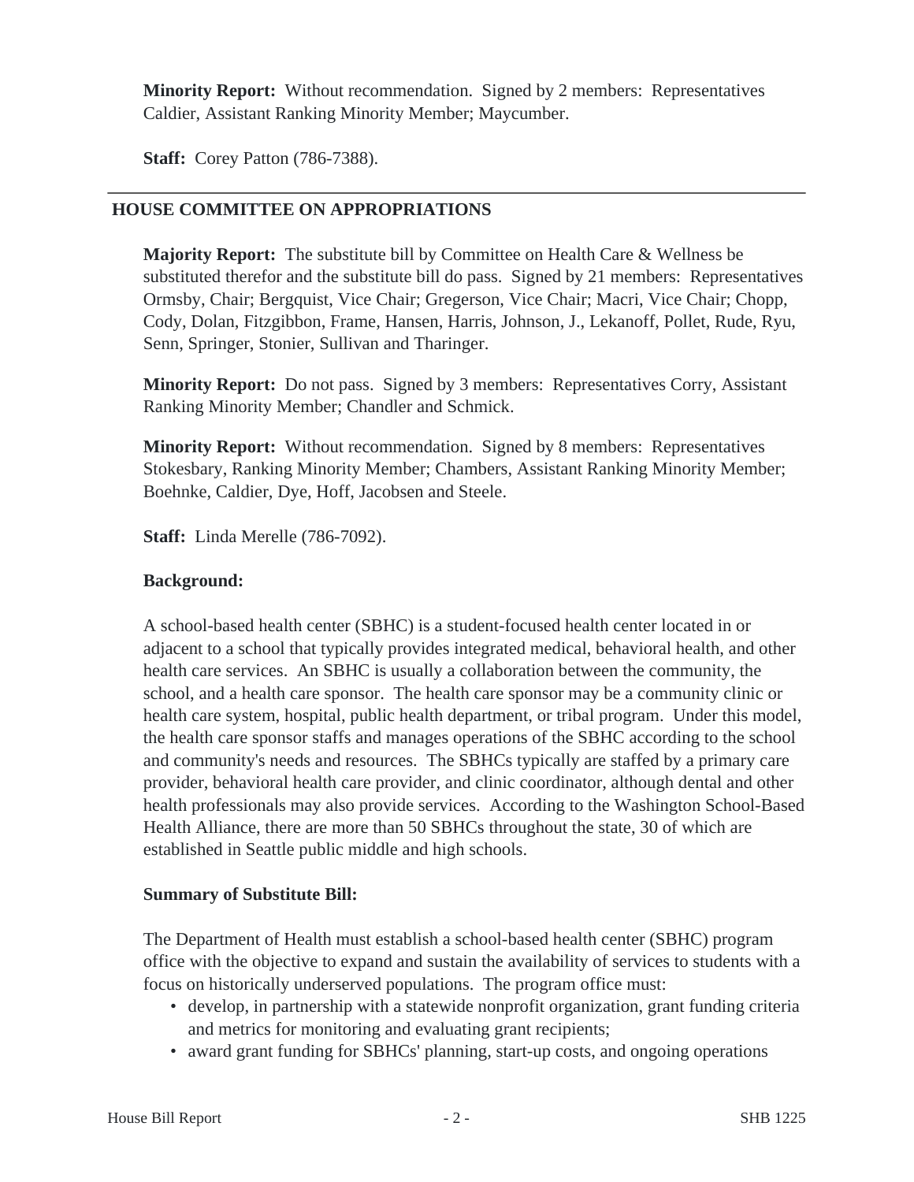**Minority Report:** Without recommendation. Signed by 2 members: Representatives Caldier, Assistant Ranking Minority Member; Maycumber.

**Staff:** Corey Patton (786-7388).

---

**HOUSE COMMITTEE ON APPROPRIATIONS**

**Majority Report:** The substitute bill by Committee on Health Care & Wellness be substituted therefor and the substitute bill do pass. Signed by 21 members: Representatives Ormsby, Chair; Bergquist, Vice Chair; Gregerson, Vice Chair; Macri, Vice Chair; Chopp, Cody, Dolan, Fitzgibbon, Frame, Hansen, Harris, Johnson, J., Lekanoff, Pollet, Rude, Ryu, Senn, Springer, Stonier, Sullivan and Tharinger.

**Minority Report:** Do not pass. Signed by 3 members: Representatives Corry, Assistant Ranking Minority Member; Chandler and Schmick.

**Minority Report:** Without recommendation. Signed by 8 members: Representatives Stokesbary, Ranking Minority Member; Chambers, Assistant Ranking Minority Member; Boehnke, Caldier, Dye, Hoff, Jacobsen and Steele.

**Staff:** Linda Merelle (786-7092).

**Background:**

A school-based health center (SBHC) is a student-focused health center located in or adjacent to a school that typically provides integrated medical, behavioral health, and other health care services. An SBHC is usually a collaboration between the community, the school, and a health care sponsor. The health care sponsor may be a community clinic or health care system, hospital, public health department, or tribal program. Under this model, the health care sponsor staffs and manages operations of the SBHC according to the school and community's needs and resources. The SBHCs typically are staffed by a primary care provider, behavioral health care provider, and clinic coordinator, although dental and other health professionals may also provide services. According to the Washington School-Based Health Alliance, there are more than 50 SBHCs throughout the state, 30 of which are established in Seattle public middle and high schools.

**Summary of Substitute Bill:**

The Department of Health must establish a school-based health center (SBHC) program office with the objective to expand and sustain the availability of services to students with a focus on historically underserved populations. The program office must:

- develop, in partnership with a statewide nonprofit organization, grant funding criteria and metrics for monitoring and evaluating grant recipients;
- award grant funding for SBHCs' planning, start-up costs, and ongoing operations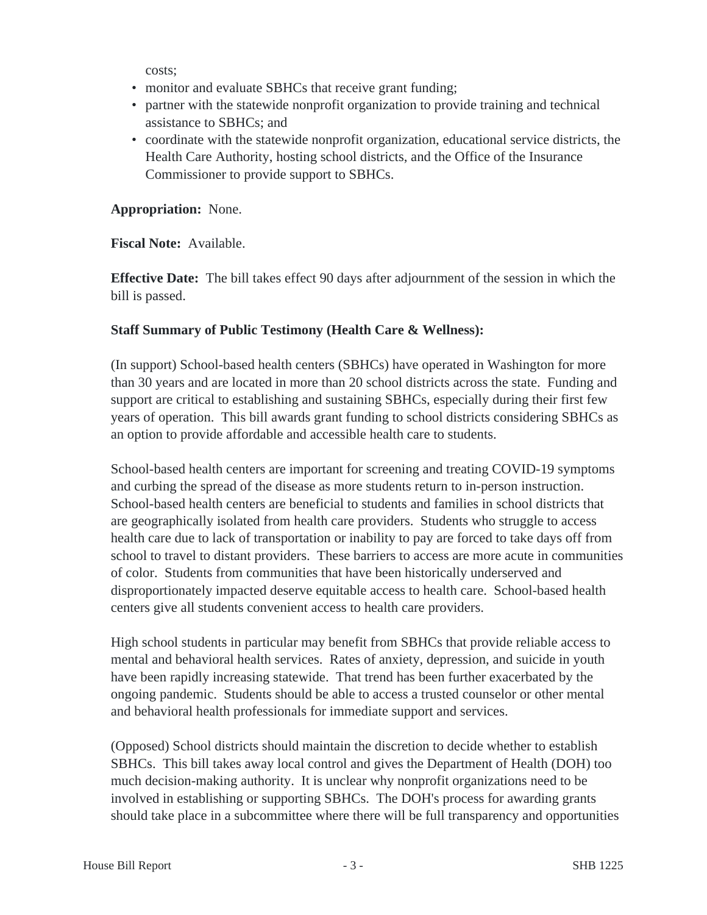costs;

- monitor and evaluate SBHCs that receive grant funding;
- partner with the statewide nonprofit organization to provide training and technical assistance to SBHCs; and
- coordinate with the statewide nonprofit organization, educational service districts, the Health Care Authority, hosting school districts, and the Office of the Insurance Commissioner to provide support to SBHCs.

**Appropriation:** None.

**Fiscal Note:** Available.

**Effective Date:** The bill takes effect 90 days after adjournment of the session in which the bill is passed.

**Staff Summary of Public Testimony (Health Care & Wellness):**

(In support) School-based health centers (SBHCs) have operated in Washington for more than 30 years and are located in more than 20 school districts across the state. Funding and support are critical to establishing and sustaining SBHCs, especially during their first few years of operation. This bill awards grant funding to school districts considering SBHCs as an option to provide affordable and accessible health care to students.

School-based health centers are important for screening and treating COVID-19 symptoms and curbing the spread of the disease as more students return to in-person instruction. School-based health centers are beneficial to students and families in school districts that are geographically isolated from health care providers. Students who struggle to access health care due to lack of transportation or inability to pay are forced to take days off from school to travel to distant providers. These barriers to access are more acute in communities of color. Students from communities that have been historically underserved and disproportionately impacted deserve equitable access to health care. School-based health centers give all students convenient access to health care providers.

High school students in particular may benefit from SBHCs that provide reliable access to mental and behavioral health services. Rates of anxiety, depression, and suicide in youth have been rapidly increasing statewide. That trend has been further exacerbated by the ongoing pandemic. Students should be able to access a trusted counselor or other mental and behavioral health professionals for immediate support and services.

(Opposed) School districts should maintain the discretion to decide whether to establish SBHCs. This bill takes away local control and gives the Department of Health (DOH) too much decision-making authority. It is unclear why nonprofit organizations need to be involved in establishing or supporting SBHCs. The DOH's process for awarding grants should take place in a subcommittee where there will be full transparency and opportunities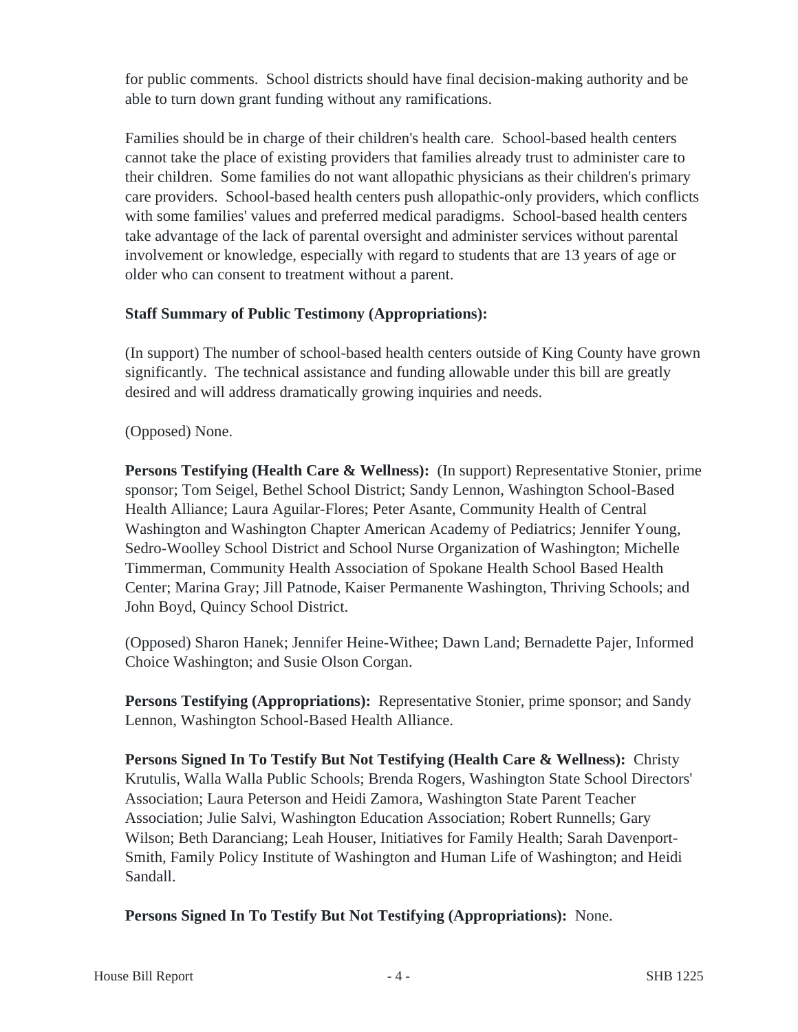for public comments. School districts should have final decision-making authority and be able to turn down grant funding without any ramifications.

Families should be in charge of their children's health care. School-based health centers cannot take the place of existing providers that families already trust to administer care to their children. Some families do not want allopathic physicians as their children's primary care providers. School-based health centers push allopathic-only providers, which conflicts with some families' values and preferred medical paradigms. School-based health centers take advantage of the lack of parental oversight and administer services without parental involvement or knowledge, especially with regard to students that are 13 years of age or older who can consent to treatment without a parent.

**Staff Summary of Public Testimony (Appropriations):**

(In support) The number of school-based health centers outside of King County have grown significantly. The technical assistance and funding allowable under this bill are greatly desired and will address dramatically growing inquiries and needs.

(Opposed) None.

**Persons Testifying (Health Care & Wellness):** (In support) Representative Stonier, prime sponsor; Tom Seigel, Bethel School District; Sandy Lennon, Washington School-Based Health Alliance; Laura Aguilar-Flores; Peter Asante, Community Health of Central Washington and Washington Chapter American Academy of Pediatrics; Jennifer Young, Sedro-Woolley School District and School Nurse Organization of Washington; Michelle Timmerman, Community Health Association of Spokane Health School Based Health Center; Marina Gray; Jill Patnode, Kaiser Permanente Washington, Thriving Schools; and John Boyd, Quincy School District.

(Opposed) Sharon Hanek; Jennifer Heine-Withee; Dawn Land; Bernadette Pajer, Informed Choice Washington; and Susie Olson Corgan.

**Persons Testifying (Appropriations):** Representative Stonier, prime sponsor; and Sandy Lennon, Washington School-Based Health Alliance.

**Persons Signed In To Testify But Not Testifying (Health Care & Wellness):** Christy Krutulis, Walla Walla Public Schools; Brenda Rogers, Washington State School Directors' Association; Laura Peterson and Heidi Zamora, Washington State Parent Teacher Association; Julie Salvi, Washington Education Association; Robert Runnells; Gary Wilson; Beth Daranciang; Leah Houser, Initiatives for Family Health; Sarah Davenport-Smith, Family Policy Institute of Washington and Human Life of Washington; and Heidi Sandall.

**Persons Signed In To Testify But Not Testifying (Appropriations):** None.